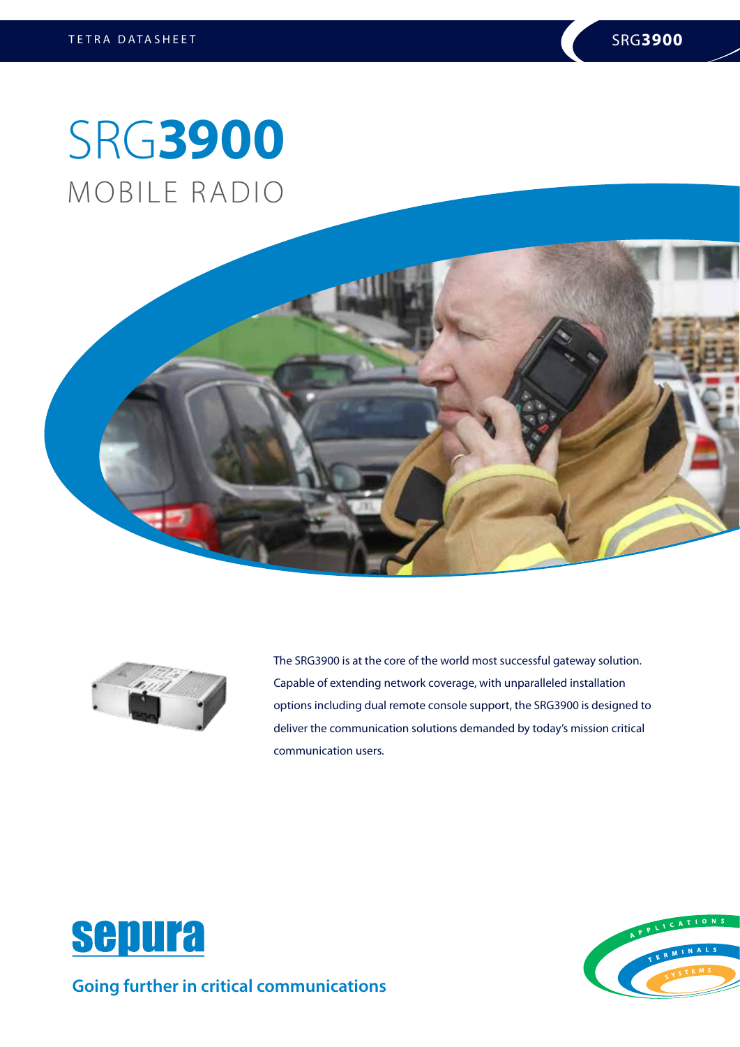# SRG**3900**

## MOBILE RADIO

The SRG3900 is at the core of the world most successful gateway solution. Capable of extending network coverage, with unparalleled installation options including dual remote console support, the SRG3900 is designed to deliver the communication solutions demanded by today's mission critical communication users.

sepura

Going further in critical communications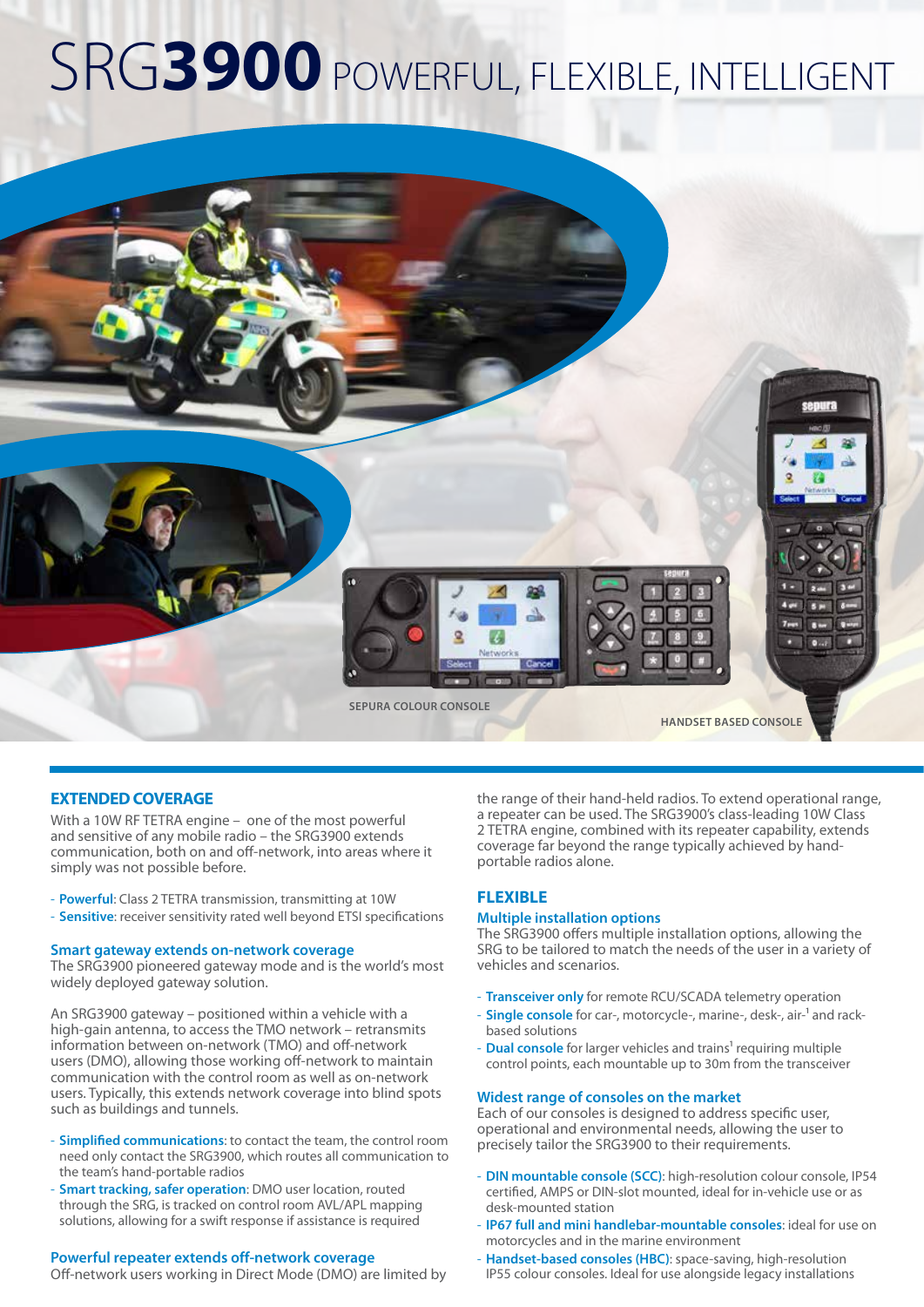# SRG3900 POWERFUL, FLEXIBLE, INTELLIGENT

SEPURA COLOUR CONSOLE

HANDSET BASED CONSOLE

## EXTENDED COVERAGE

With a 10W RF TETRA engine – one of the most powerful and sensitive of any mobile radio – the SRG3900 extends communication, both on and off-network, into areas where it simply was not possible before.

- **Powerful**: Class 2 TETRA transmission, transmitting at 10W
- **Sensitive**: receiver sensitivity rated well beyond ETSI specifications

### Smart gateway extends on-network coverage

The SRG3900 pioneered gateway mode and is the world's most widely deployed gateway solution.

An SRG3900 gateway – positioned within a vehicle with a high-gain antenna, to access the TMO network – retransmits information between on-network (TMO) and off-network users (DMO), allowing those working off-network to maintain communication with the control room as well as on-network users. Typically, this extends network coverage into blind spots such as buildings and tunnels.

- **Simplified communications**: to contact the team, the control room need only contact the SRG3900, which routes all communication to the team's hand-portable radios
- **Smart tracking, safer operation**: DMO user location, routed through the SRG, is tracked on control room AVL/APL mapping solutions, allowing for a swift response if assistance is required

### Powerful repeater extends off-network coverage

Off-network users working in Direct Mode (DMO) are limited by the range of their hand-held radios. To extend operational range, a repeater can be used. The SRG3900's class-leading 10W Class 2 TETRA engine, combined with its repeater capability, extends coverage far beyond the range typically achieved by hand-portable radios alone.

## FLEXIBLE

### Multiple installation options

The SRG3900 offers multiple installation options, allowing the SRG to be tailored to match the needs of the user in a variety of vehicles and scenarios.

- **Transceiver only** for remote RCU/SCADA telemetry operation
- **Single console** for car-, motorcycle-, marine-, desk-, air-[1] and rack-based solutions
- **Dual console** for larger vehicles and trains[1] requiring multiple control points, each mountable up to 30m from the transceiver

### Widest range of consoles on the market

Each of our consoles is designed to address specific user, operational and environmental needs, allowing the user to precisely tailor the SRG3900 to their requirements.

- **DIN mountable console (SCC)**: high-resolution colour console, IP54 certified, AMPS or DIN-slot mounted, ideal for in-vehicle use or as desk-mounted station
- **IP67 full and mini handlebar-mountable consoles**: ideal for use on motorcycles and in the marine environment
- **Handset-based consoles (HBC)**: space-saving, high-resolution IP55 colour consoles. Ideal for use alongside legacy installations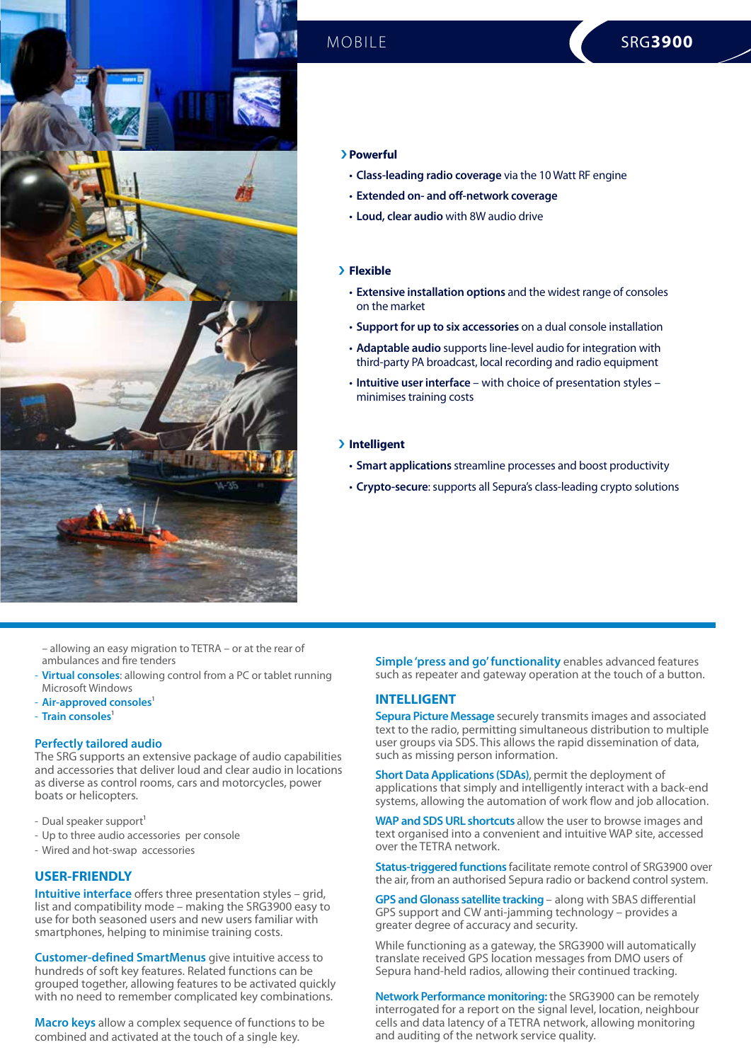MOBILE

SRG**3900**

**› Powerful**

- **Class-leading radio coverage** via the 10 Watt RF engine
- **Extended on- and off-network coverage**
- **Loud, clear audio** with 8W audio drive

**› Flexible**

- **Extensive installation options** and the widest range of consoles on the market
- **Support for up to six accessories** on a dual console installation
- **Adaptable audio** supports line-level audio for integration with third-party PA broadcast, local recording and radio equipment
- **Intuitive user interface** – with choice of presentation styles – minimises training costs

**› Intelligent**

- **Smart applications** streamline processes and boost productivity
- **Crypto-secure**: supports all Sepura's class-leading crypto solutions

– allowing an easy migration to TETRA – or at the rear of ambulances and fire tenders

- **Virtual consoles**: allowing control from a PC or tablet running Microsoft Windows
- **Air-approved consoles**[1]
- **Train consoles**[1]

### Perfectly tailored audio

The SRG supports an extensive package of audio capabilities and accessories that deliver loud and clear audio in locations as diverse as control rooms, cars and motorcycles, power boats or helicopters.

- Dual speaker support[1]
- Up to three audio accessories per console
- Wired and hot-swap accessories

## USER-FRIENDLY

**Intuitive interface** offers three presentation styles – grid, list and compatibility mode – making the SRG3900 easy to use for both seasoned users and new users familiar with smartphones, helping to minimise training costs.

**Customer-defined SmartMenus** give intuitive access to hundreds of soft key features. Related functions can be grouped together, allowing features to be activated quickly with no need to remember complicated key combinations.

**Macro keys** allow a complex sequence of functions to be combined and activated at the touch of a single key.

**Simple 'press and go' functionality** enables advanced features such as repeater and gateway operation at the touch of a button.

## INTELLIGENT

**Sepura Picture Message** securely transmits images and associated text to the radio, permitting simultaneous distribution to multiple user groups via SDS. This allows the rapid dissemination of data, such as missing person information.

**Short Data Applications (SDAs)**, permit the deployment of applications that simply and intelligently interact with a back-end systems, allowing the automation of work flow and job allocation.

**WAP and SDS URL shortcuts** allow the user to browse images and text organised into a convenient and intuitive WAP site, accessed over the TETRA network.

**Status-triggered functions** facilitate remote control of SRG3900 over the air, from an authorised Sepura radio or backend control system.

**GPS and Glonass satellite tracking** – along with SBAS differential GPS support and CW anti-jamming technology – provides a greater degree of accuracy and security.

While functioning as a gateway, the SRG3900 will automatically translate received GPS location messages from DMO users of Sepura hand-held radios, allowing their continued tracking.

**Network Performance monitoring:** the SRG3900 can be remotely interrogated for a report on the signal level, location, neighbour cells and data latency of a TETRA network, allowing monitoring and auditing of the network service quality.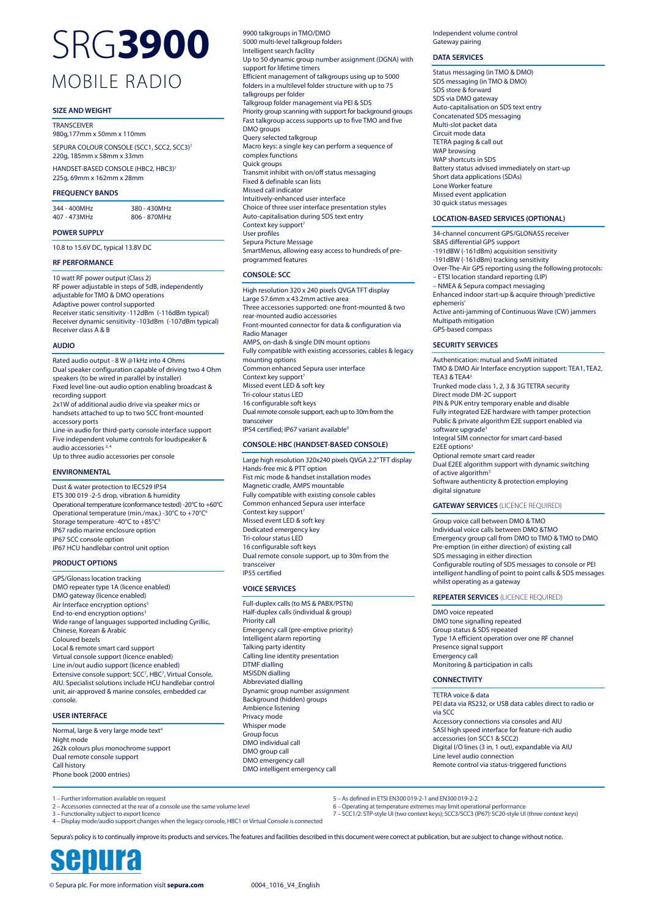# SRG**3900**

# MOBILE RADIO

## SIZE AND WEIGHT

TRANSCEIVER
980g,177mm x 50mm x 110mm

SEPURA COLOUR CONSOLE (SCC1, SCC2, SCC3)[7]
220g, 185mm x 58mm x 33mm

HANDSET-BASED CONSOLE (HBC2, HBC3)[7]
225g, 69mm x 162mm x 28mm

## FREQUENCY BANDS

| | |
|---|---|
| 344 - 400MHz | 380 - 430MHz |
| 407 - 473MHz | 806 - 870MHz |

## POWER SUPPLY

10.8 to 15.6V DC, typical 13.8V DC

## RF PERFORMANCE

10 watt RF power output (Class 2)
RF power adjustable in steps of 5dB, independently adjustable for TMO & DMO operations
Adaptive power control supported
Receiver static sensitivity -112dBm (-116dBm typical)
Receiver dynamic sensitivity -103dBm (-107dBm typical)
Receiver class A & B

## AUDIO

Rated audio output - 8 W @1kHz into 4 Ohms
Dual speaker configuration capable of driving two 4 Ohm speakers (to be wired in parallel by installer)
Fixed level line-out audio option enabling broadcast & recording support
2x1W of additional audio drive via speaker mics or handsets attached to up to two SCC front-mounted accessory ports
Line-in audio for third-party console interface support
Five independent volume controls for loudspeaker & audio accessories [2,4]
Up to three audio accessories per console

## ENVIRONMENTAL

Dust & water protection to IEC529 IP54
ETS 300 019 -2-5 drop, vibration & humidity
Operational temperature (conformance tested) -20°C to +60°C
Operational temperature (min./max.) -30°C to +70°C[6]
Storage temperature -40°C to +85°C[5]
IP67 radio marine enclosure option
IP67 SCC console option
IP67 HCU handlebar control unit option

## PRODUCT OPTIONS

GPS/Glonass location tracking
DMO repeater type 1A (licence enabled)
DMO gateway (licence enabled)
Air Interface encryption options[3]
End-to-end encryption options[3]
Wide range of languages supported including Cyrillic, Chinese, Korean & Arabic
Coloured bezels
Local & remote smart card support
Virtual console support (licence enabled)
Line in/out audio support (licence enabled)
Extensive console support: SCC[7], HBC[7], Virtual Console, AIU. Specialist solutions include HCU handlebar control unit, air-approved & marine consoles, embedded car console.

## USER INTERFACE

Normal, large & very large mode text[4]
Night mode
262k colours plus monochrome support
Dual remote console support
Call history
Phone book (2000 entries)
9900 talkgroups in TMO/DMO
5000 multi-level talkgroup folders
Intelligent search facility
Up to 50 dynamic group number assignment (DGNA) with support for lifetime timers
Efficient management of talkgroups using up to 5000 folders in a multilevel folder structure with up to 75 talkgroups per folder
Talkgroup folder management via PEI & SDS
Priority group scanning with support for background groups
Fast talkgroup access supports up to five TMO and five DMO groups
Query selected talkgroup
Macro keys: a single key can perform a sequence of complex functions
Quick groups
Transmit inhibit with on/off status messaging
Fixed & definable scan lists
Missed call indicator
Intuitively-enhanced user interface
Choice of three user interface presentation styles
Auto-capitalisation during SDS text entry
Context key support[7]
User profiles
Sepura Picture Message
SmartMenus, allowing easy access to hundreds of pre-programmed features

## CONSOLE: SCC

High resolution 320 x 240 pixels QVGA TFT display
Large 57.6mm x 43.2mm active area
Three accessories supported: one front-mounted & two rear-mounted audio accessories
Front-mounted connector for data & configuration via Radio Manager
AMPS, on-dash & single DIN mount options
Fully compatible with existing accessories, cables & legacy mounting options
Common enhanced Sepura user interface
Context key support[7]
Missed event LED & soft key
Tri-colour status LED
16 configurable soft keys
Dual remote console support, each up to 30m from the transceiver
IP54 certified; IP67 variant available[9]

## CONSOLE: HBC (HANDSET-BASED CONSOLE)

Large high resolution 320x240 pixels QVGA 2.2" TFT display
Hands-free mic & PTT option
Fist mic mode & handset installation modes
Magnetic cradle, AMPS mountable
Fully compatible with existing console cables
Common enhanced Sepura user interface
Context key support[7]
Missed event LED & soft key
Dedicated emergency key
Tri-colour status LED
16 configurable soft keys
Dual remote console support, up to 30m from the transceiver
IP55 certified

## VOICE SERVICES

Full-duplex calls (to MS & PABX/PSTN)
Half-duplex calls (individual & group)
Priority call
Emergency call (pre-emptive priority)
Intelligent alarm reporting
Talking party identity
Calling line identity presentation
DTMF dialling
MSISDN dialling
Abbreviated dialling
Dynamic group number assignment
Background (hidden) groups
Ambience listening
Privacy mode
Whisper mode
Group focus
DMO individual call
DMO group call
DMO emergency call
DMO intelligent emergency call
Independent volume control
Gateway pairing

## DATA SERVICES

Status messaging (in TMO & DMO)
SDS messaging (in TMO & DMO)
SDS store & forward
SDS via DMO gateway
Auto-capitalisation on SDS text entry
Concatenated SDS messaging
Multi-slot packet data
Circuit mode data
TETRA paging & call out
WAP browsing
WAP shortcuts in SDS
Battery status advised immediately on start-up
Short data applications (SDAs)
Lone Worker feature
Missed event application
30 quick status messages

## LOCATION-BASED SERVICES (OPTIONAL)

34-channel concurrent GPS/GLONASS receiver
SBAS differential GPS support
-191dBW (-161dBm) acquisition sensitivity
-191dBW (-161dBm) tracking sensitivity
Over-The-Air GPS reporting using the following protocols:
– ETSI location standard reporting (LIP)
– NMEA & Sepura compact messaging
Enhanced indoor start-up & acquire through 'predictive ephemeris'
Active anti-jamming of Continuous Wave (CW) jammers
Multipath mitigation
GPS-based compass

## SECURITY SERVICES

Authentication: mutual and SwMI initiated
TMO & DMO Air Interface encryption support: TEA1, TEA2, TEA3 & TEA4[3]
Trunked mode class 1, 2, 3 & 3G TETRA security
Direct mode DM-2C support
PIN & PUK entry temporary enable and disable
Fully integrated E2E hardware with tamper protection
Public & private algorithm E2E support enabled via software upgrade[3]
Integral SIM connector for smart card-based E2EE options[3]
Optional remote smart card reader
Dual E2EE algorithm support with dynamic switching of active algorithm[3]
Software authenticity & protection employing digital signature

## GATEWAY SERVICES (LICENCE REQUIRED)

Group voice call between DMO & TMO
Individual voice calls between DMO &TMO
Emergency group call from DMO to TMO & TMO to DMO
Pre-emption (in either direction) of existing call
SDS messaging in either direction
Configurable routing of SDS messages to console or PEI
intelligent handling of point to point calls & SDS messages whilst operating as a gateway

## REPEATER SERVICES (LICENCE REQUIRED)

DMO voice repeated
DMO tone signalling repeated
Group status & SDS repeated
Type 1A efficient operation over one RF channel
Presence signal support
Emergency call
Monitoring & participation in calls

## CONNECTIVITY

TETRA voice & data
PEI data via RS232, or USB data cables direct to radio or via SCC
Accessory connections via consoles and AIU
SASI high speed interface for feature-rich audio accessories (on SCC1 & SCC2)
Digital I/O lines (3 in, 1 out), expandable via AIU
Line level audio connection
Remote control via status-triggered functions

1 – Further information available on request
2 – Accessories connected at the rear of a console use the same volume level
3 – Functionality subject to export licence
4 – Display mode/audio support changes when the legacy console, HBC1 or Virtual Console is connected
5 – As defined in ETSI EN300 019-2-1 and EN300 019-2-2
6 – Operating at temperature extremes may limit operational performance
7 – SCC1/2: STP-style UI (two context keys); SCC3/SCC3 (IP67): SC20-style UI (three context keys)

Sepura's policy is to continually improve its products and services. The features and facilities described in this document were correct at publication, but are subject to change without notice.

sepura

© Sepura plc. For more information visit **sepura.com**

0004_1016_V4_English